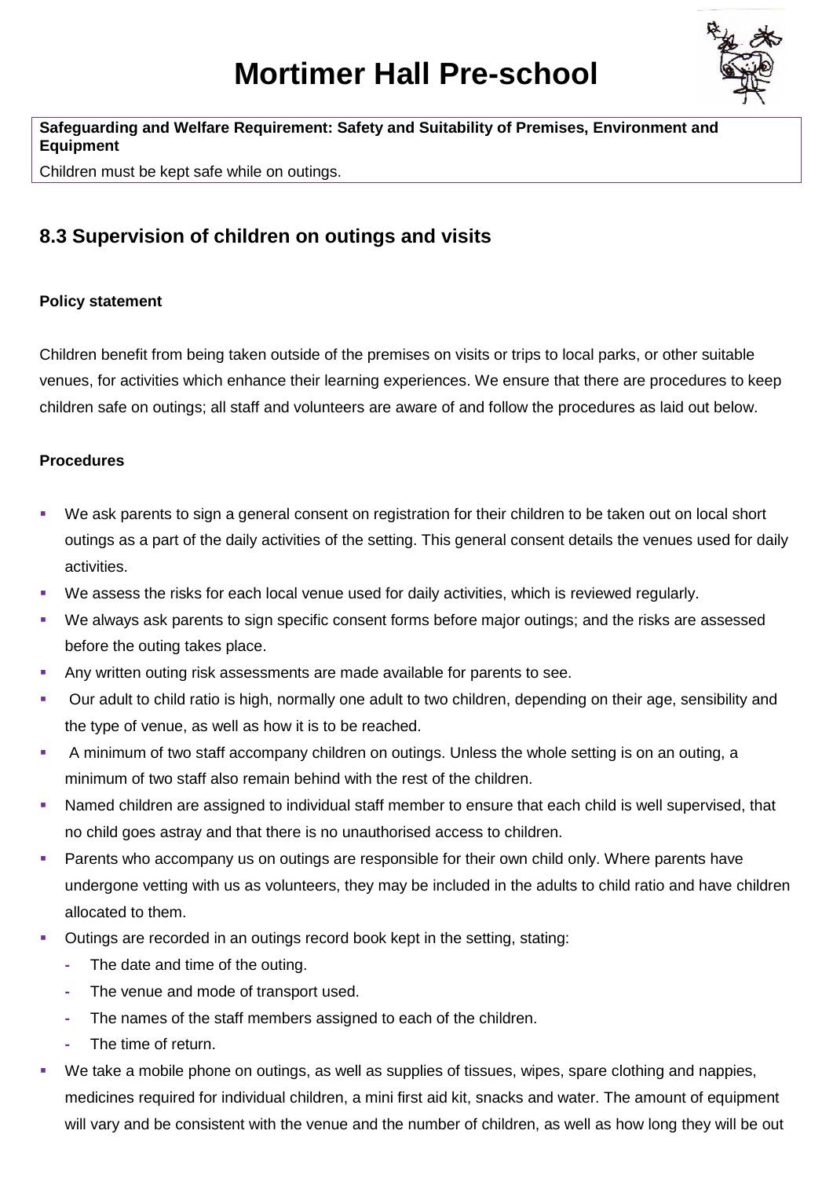# Mortimer Hall Pre-school

**Safeguarding and Welfare Requirement: Safety and Suitability of Premises, Environment and Equipment**

Children must be kept safe while on outings.

## 8.3 Supervision of children on outings and visits

**Policy statement**

Children benefit from being taken outside of the premises on visits or trips to local parks, or other suitable venues, for activities which enhance their learning experiences. We ensure that there are procedures to keep children safe on outings; all staff and volunteers are aware of and follow the procedures as laid out below.

**Procedures**

- We ask parents to sign a general consent on registration for their children to be taken out on local short outings as a part of the daily activities of the setting. This general consent details the venues used for daily activities.
- We assess the risks for each local venue used for daily activities, which is reviewed regularly.
- We always ask parents to sign specific consent forms before major outings; and the risks are assessed before the outing takes place.
- Any written outing risk assessments are made available for parents to see.
- Our adult to child ratio is high, normally one adult to two children, depending on their age, sensibility and the type of venue, as well as how it is to be reached.
- A minimum of two staff accompany children on outings. Unless the whole setting is on an outing, a minimum of two staff also remain behind with the rest of the children.
- Named children are assigned to individual staff member to ensure that each child is well supervised, that no child goes astray and that there is no unauthorised access to children.
- Parents who accompany us on outings are responsible for their own child only. Where parents have undergone vetting with us as volunteers, they may be included in the adults to child ratio and have children allocated to them.
- Outings are recorded in an outings record book kept in the setting, stating:
  - The date and time of the outing.
  - The venue and mode of transport used.
  - The names of the staff members assigned to each of the children.
  - The time of return.
- We take a mobile phone on outings, as well as supplies of tissues, wipes, spare clothing and nappies, medicines required for individual children, a mini first aid kit, snacks and water. The amount of equipment will vary and be consistent with the venue and the number of children, as well as how long they will be out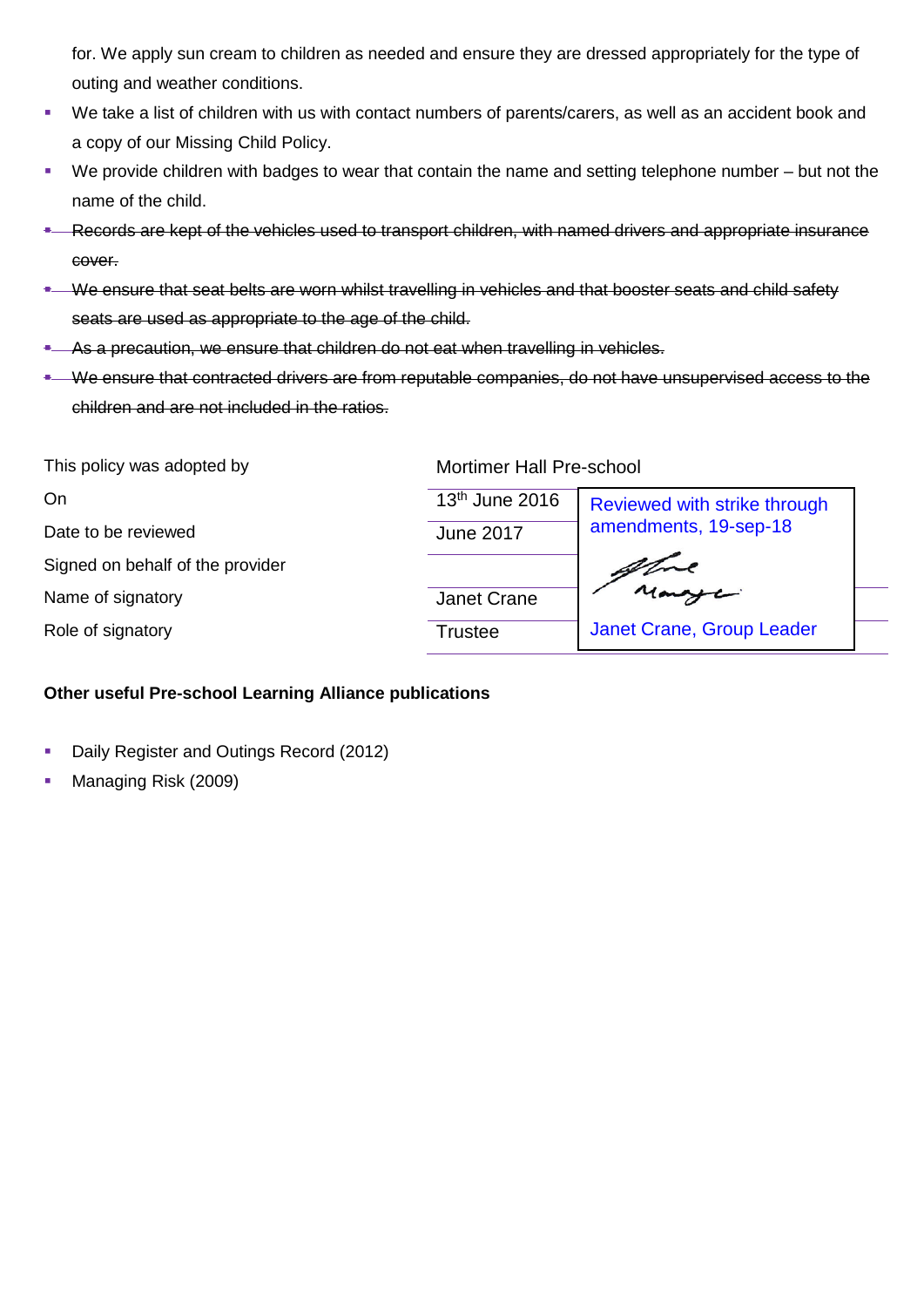for. We apply sun cream to children as needed and ensure they are dressed appropriately for the type of outing and weather conditions.

- We take a list of children with us with contact numbers of parents/carers, as well as an accident book and a copy of our Missing Child Policy.
- We provide children with badges to wear that contain the name and setting telephone number – but not the name of the child.
- ~~Records are kept of the vehicles used to transport children, with named drivers and appropriate insurance cover.~~
- ~~We ensure that seat belts are worn whilst travelling in vehicles and that booster seats and child safety seats are used as appropriate to the age of the child.~~
- ~~As a precaution, we ensure that children do not eat when travelling in vehicles.~~
- ~~We ensure that contracted drivers are from reputable companies, do not have unsupervised access to the children and are not included in the ratios.~~

| | | |
|---|---|---|
| This policy was adopted by | Mortimer Hall Pre-school | |
| On | 13th June 2016 | Reviewed with strike through amendments, 19-sep-18 |
| Date to be reviewed | June 2017 | |
| Signed on behalf of the provider | | [signature] |
| Name of signatory | Janet Crane | |
| Role of signatory | Trustee | Janet Crane, Group Leader |

**Other useful Pre-school Learning Alliance publications**

- Daily Register and Outings Record (2012)
- Managing Risk (2009)